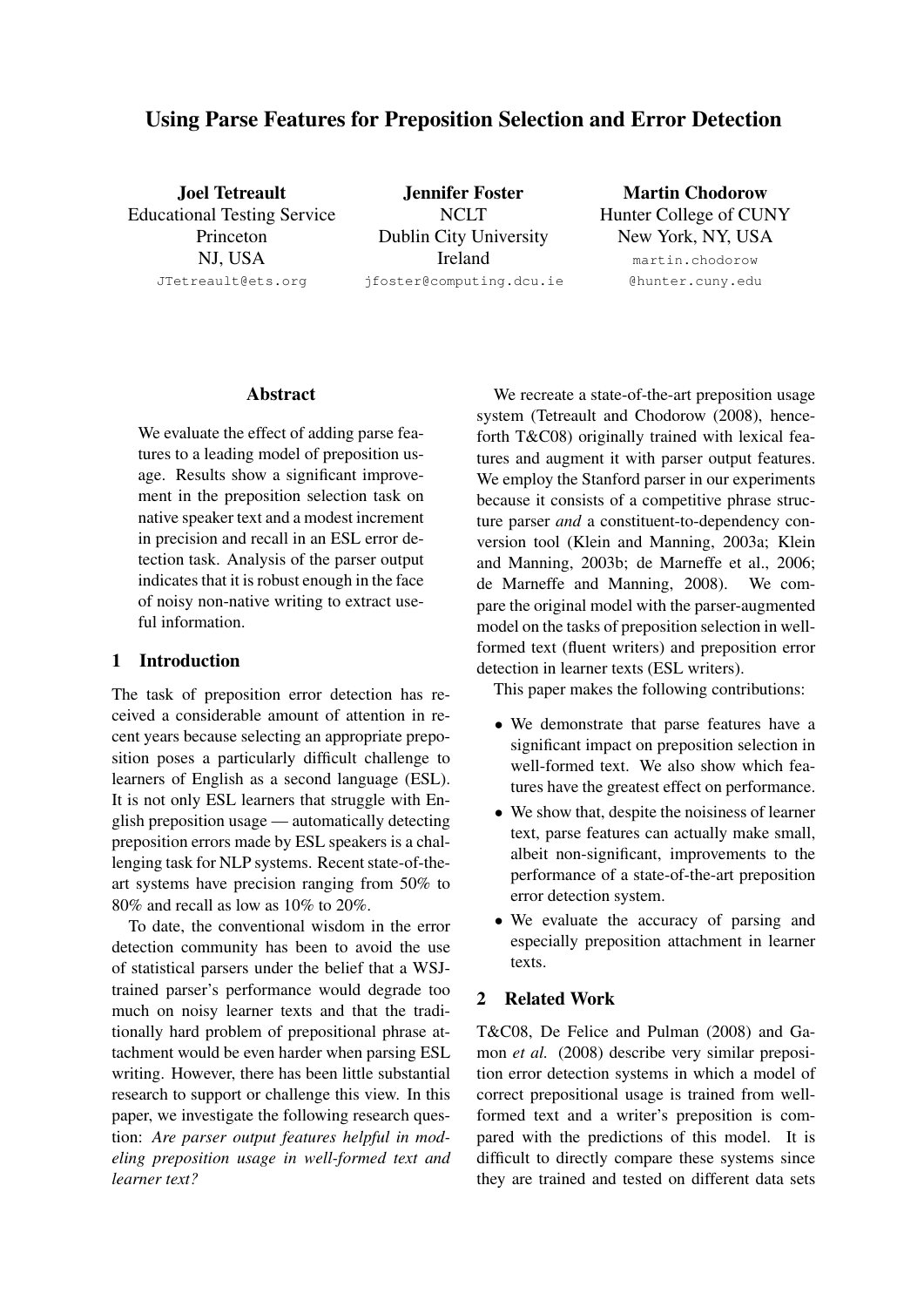# Using Parse Features for Preposition Selection and Error Detection

**Joel Tetreault**
Educational Testing Service
Princeton
NJ, USA
JTetreault@ets.org

**Jennifer Foster**
NCLT
Dublin City University
Ireland
jfoster@computing.dcu.ie

**Martin Chodorow**
Hunter College of CUNY
New York, NY, USA
martin.chodorow@hunter.cuny.edu

## Abstract

We evaluate the effect of adding parse features to a leading model of preposition usage. Results show a significant improvement in the preposition selection task on native speaker text and a modest increment in precision and recall in an ESL error detection task. Analysis of the parser output indicates that it is robust enough in the face of noisy non-native writing to extract useful information.

## 1 Introduction

The task of preposition error detection has received a considerable amount of attention in recent years because selecting an appropriate preposition poses a particularly difficult challenge to learners of English as a second language (ESL). It is not only ESL learners that struggle with English preposition usage — automatically detecting preposition errors made by ESL speakers is a challenging task for NLP systems. Recent state-of-the-art systems have precision ranging from 50% to 80% and recall as low as 10% to 20%.

To date, the conventional wisdom in the error detection community has been to avoid the use of statistical parsers under the belief that a WSJ-trained parser's performance would degrade too much on noisy learner texts and that the traditionally hard problem of prepositional phrase attachment would be even harder when parsing ESL writing. However, there has been little substantial research to support or challenge this view. In this paper, we investigate the following research question: *Are parser output features helpful in modeling preposition usage in well-formed text and learner text?*

We recreate a state-of-the-art preposition usage system (Tetreault and Chodorow (2008), henceforth T&C08) originally trained with lexical features and augment it with parser output features. We employ the Stanford parser in our experiments because it consists of a competitive phrase structure parser *and* a constituent-to-dependency conversion tool (Klein and Manning, 2003a; Klein and Manning, 2003b; de Marneffe et al., 2006; de Marneffe and Manning, 2008). We compare the original model with the parser-augmented model on the tasks of preposition selection in well-formed text (fluent writers) and preposition error detection in learner texts (ESL writers).

This paper makes the following contributions:

- We demonstrate that parse features have a significant impact on preposition selection in well-formed text. We also show which features have the greatest effect on performance.
- We show that, despite the noisiness of learner text, parse features can actually make small, albeit non-significant, improvements to the performance of a state-of-the-art preposition error detection system.
- We evaluate the accuracy of parsing and especially preposition attachment in learner texts.

## 2 Related Work

T&C08, De Felice and Pulman (2008) and Gamon *et al.* (2008) describe very similar preposition error detection systems in which a model of correct prepositional usage is trained from well-formed text and a writer's preposition is compared with the predictions of this model. It is difficult to directly compare these systems since they are trained and tested on different data sets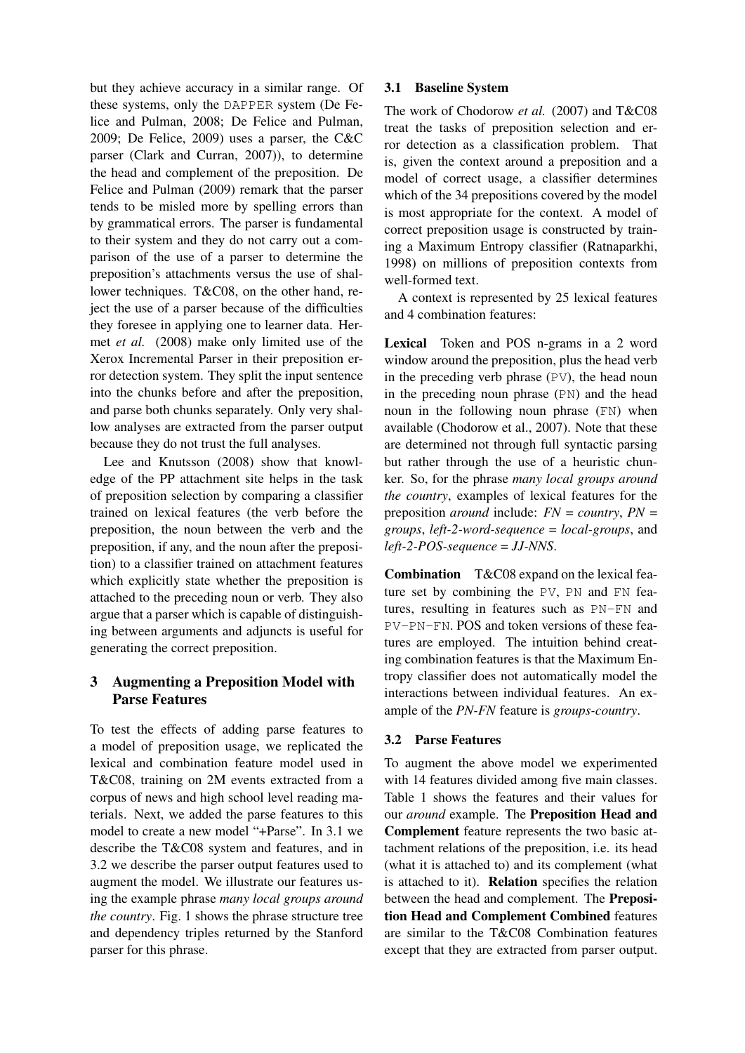but they achieve accuracy in a similar range. Of these systems, only the DAPPER system (De Felice and Pulman, 2008; De Felice and Pulman, 2009; De Felice, 2009) uses a parser, the C&C parser (Clark and Curran, 2007)), to determine the head and complement of the preposition. De Felice and Pulman (2009) remark that the parser tends to be misled more by spelling errors than by grammatical errors. The parser is fundamental to their system and they do not carry out a comparison of the use of a parser to determine the preposition's attachments versus the use of shallower techniques. T&C08, on the other hand, reject the use of a parser because of the difficulties they foresee in applying one to learner data. Hermet *et al.* (2008) make only limited use of the Xerox Incremental Parser in their preposition error detection system. They split the input sentence into the chunks before and after the preposition, and parse both chunks separately. Only very shallow analyses are extracted from the parser output because they do not trust the full analyses.

Lee and Knutsson (2008) show that knowledge of the PP attachment site helps in the task of preposition selection by comparing a classifier trained on lexical features (the verb before the preposition, the noun between the verb and the preposition, if any, and the noun after the preposition) to a classifier trained on attachment features which explicitly state whether the preposition is attached to the preceding noun or verb. They also argue that a parser which is capable of distinguishing between arguments and adjuncts is useful for generating the correct preposition.

## 3 Augmenting a Preposition Model with Parse Features

To test the effects of adding parse features to a model of preposition usage, we replicated the lexical and combination feature model used in T&C08, training on 2M events extracted from a corpus of news and high school level reading materials. Next, we added the parse features to this model to create a new model "+Parse". In 3.1 we describe the T&C08 system and features, and in 3.2 we describe the parser output features used to augment the model. We illustrate our features using the example phrase *many local groups around the country*. Fig. 1 shows the phrase structure tree and dependency triples returned by the Stanford parser for this phrase.

### 3.1 Baseline System

The work of Chodorow *et al.* (2007) and T&C08 treat the tasks of preposition selection and error detection as a classification problem. That is, given the context around a preposition and a model of correct usage, a classifier determines which of the 34 prepositions covered by the model is most appropriate for the context. A model of correct preposition usage is constructed by training a Maximum Entropy classifier (Ratnaparkhi, 1998) on millions of preposition contexts from well-formed text.

A context is represented by 25 lexical features and 4 combination features:

**Lexical** Token and POS n-grams in a 2 word window around the preposition, plus the head verb in the preceding verb phrase (PV), the head noun in the preceding noun phrase (PN) and the head noun in the following noun phrase (FN) when available (Chodorow et al., 2007). Note that these are determined not through full syntactic parsing but rather through the use of a heuristic chunker. So, for the phrase *many local groups around the country*, examples of lexical features for the preposition *around* include: *FN = country*, *PN = groups*, *left-2-word-sequence = local-groups*, and *left-2-POS-sequence = JJ-NNS*.

**Combination** T&C08 expand on the lexical feature set by combining the PV, PN and FN features, resulting in features such as PN-FN and PV-PN-FN. POS and token versions of these features are employed. The intuition behind creating combination features is that the Maximum Entropy classifier does not automatically model the interactions between individual features. An example of the *PN-FN* feature is *groups-country*.

### 3.2 Parse Features

To augment the above model we experimented with 14 features divided among five main classes. Table 1 shows the features and their values for our *around* example. The **Preposition Head and Complement** feature represents the two basic attachment relations of the preposition, i.e. its head (what it is attached to) and its complement (what is attached to it). **Relation** specifies the relation between the head and complement. The **Preposition Head and Complement Combined** features are similar to the T&C08 Combination features except that they are extracted from parser output.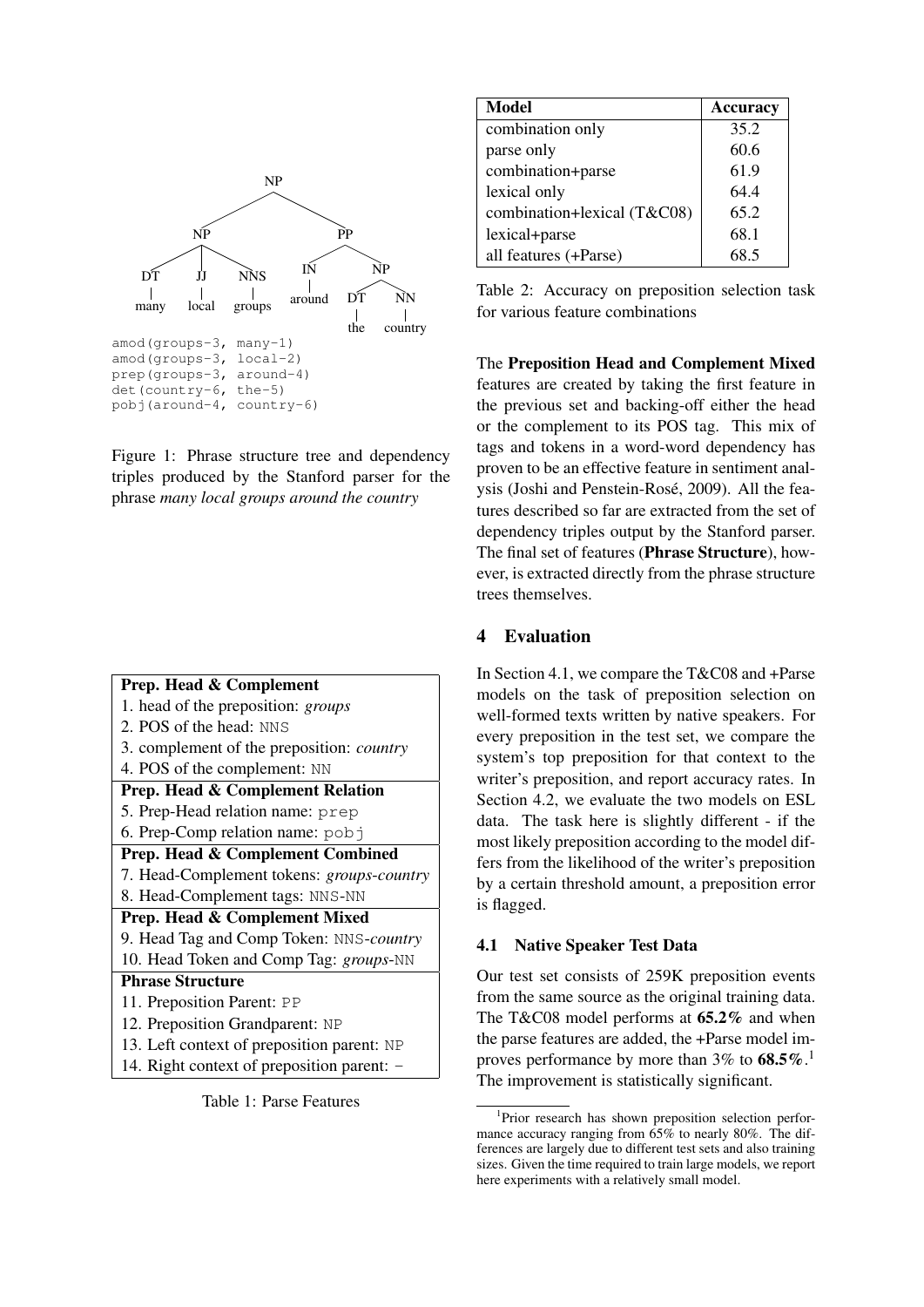```
                    NP
          NP                  PP
  DT      JJ      NNS     IN        NP
  many    local   groups  around  DT    NN
                                  the   country
```

```
amod(groups-3, many-1)
amod(groups-3, local-2)
prep(groups-3, around-4)
det(country-6, the-5)
pobj(around-4, country-6)
```

Figure 1: Phrase structure tree and dependency triples produced by the Stanford parser for the phrase *many local groups around the country*

| **Prep. Head & Complement** |
|---|
| 1. head of the preposition: *groups* |
| 2. POS of the head: NNS |
| 3. complement of the preposition: *country* |
| 4. POS of the complement: NN |
| **Prep. Head & Complement Relation** |
| 5. Prep-Head relation name: prep |
| 6. Prep-Comp relation name: pobj |
| **Prep. Head & Complement Combined** |
| 7. Head-Complement tokens: *groups-country* |
| 8. Head-Complement tags: NNS-NN |
| **Prep. Head & Complement Mixed** |
| 9. Head Tag and Comp Token: NNS-*country* |
| 10. Head Token and Comp Tag: *groups*-NN |
| **Phrase Structure** |
| 11. Preposition Parent: PP |
| 12. Preposition Grandparent: NP |
| 13. Left context of preposition parent: NP |
| 14. Right context of preposition parent: - |

Table 1: Parse Features

| Model | Accuracy |
|---|---|
| combination only | 35.2 |
| parse only | 60.6 |
| combination+parse | 61.9 |
| lexical only | 64.4 |
| combination+lexical (T&C08) | 65.2 |
| lexical+parse | 68.1 |
| all features (+Parse) | 68.5 |

Table 2: Accuracy on preposition selection task for various feature combinations

The **Preposition Head and Complement Mixed** features are created by taking the first feature in the previous set and backing-off either the head or the complement to its POS tag. This mix of tags and tokens in a word-word dependency has proven to be an effective feature in sentiment analysis (Joshi and Penstein-Rosé, 2009). All the features described so far are extracted from the set of dependency triples output by the Stanford parser. The final set of features (**Phrase Structure**), however, is extracted directly from the phrase structure trees themselves.

## 4 Evaluation

In Section 4.1, we compare the T&C08 and +Parse models on the task of preposition selection on well-formed texts written by native speakers. For every preposition in the test set, we compare the system's top preposition for that context to the writer's preposition, and report accuracy rates. In Section 4.2, we evaluate the two models on ESL data. The task here is slightly different - if the most likely preposition according to the model differs from the likelihood of the writer's preposition by a certain threshold amount, a preposition error is flagged.

### 4.1 Native Speaker Test Data

Our test set consists of 259K preposition events from the same source as the original training data. The T&C08 model performs at **65.2%** and when the parse features are added, the +Parse model improves performance by more than 3% to **68.5%**.[1] The improvement is statistically significant.

[1] Prior research has shown preposition selection performance accuracy ranging from 65% to nearly 80%. The differences are largely due to different test sets and also training sizes. Given the time required to train large models, we report here experiments with a relatively small model.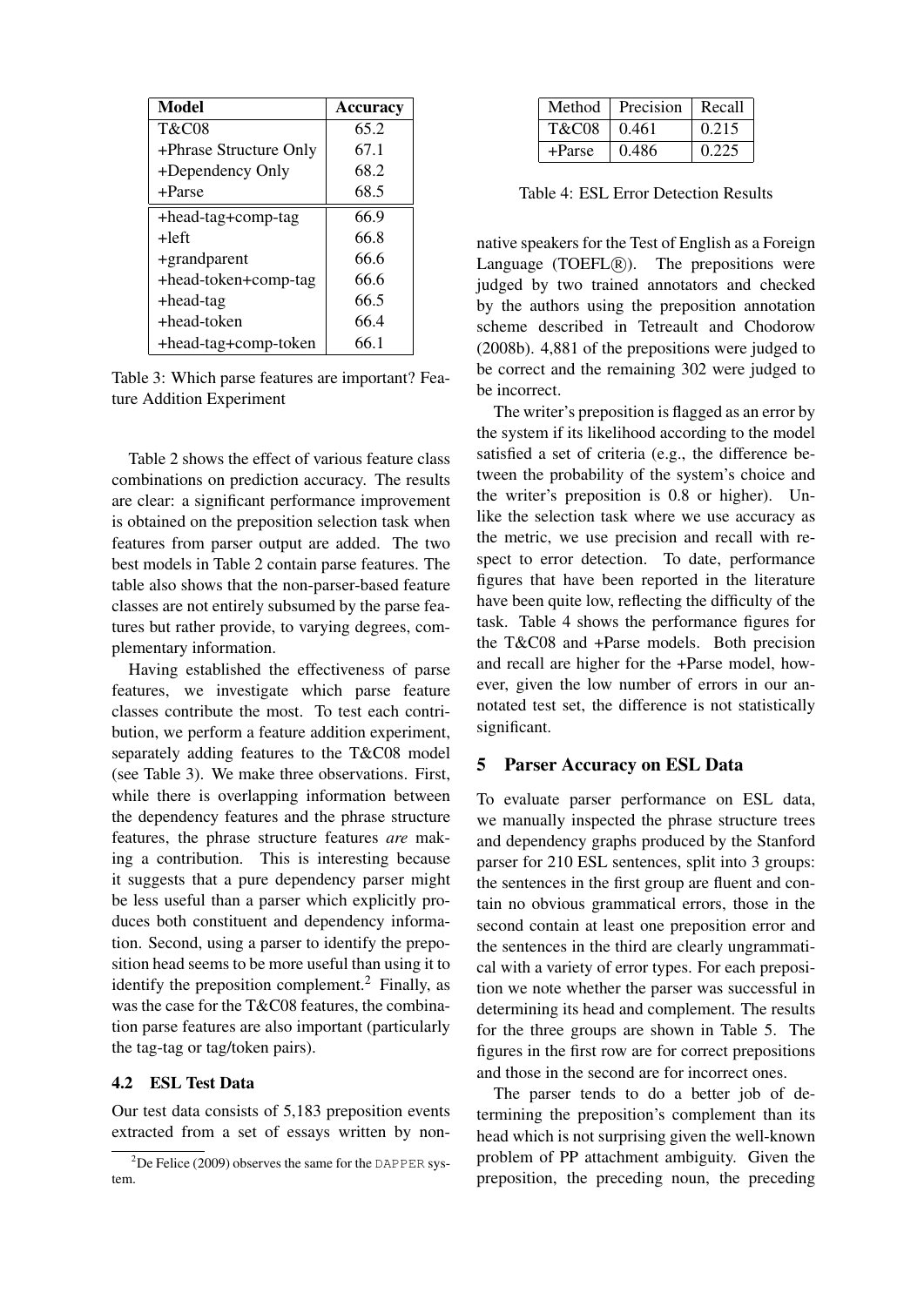| Model | Accuracy |
|---|---|
| T&C08 | 65.2 |
| +Phrase Structure Only | 67.1 |
| +Dependency Only | 68.2 |
| +Parse | 68.5 |
| +head-tag+comp-tag | 66.9 |
| +left | 66.8 |
| +grandparent | 66.6 |
| +head-token+comp-tag | 66.6 |
| +head-tag | 66.5 |
| +head-token | 66.4 |
| +head-tag+comp-token | 66.1 |

Table 3: Which parse features are important? Feature Addition Experiment

Table 2 shows the effect of various feature class combinations on prediction accuracy. The results are clear: a significant performance improvement is obtained on the preposition selection task when features from parser output are added. The two best models in Table 2 contain parse features. The table also shows that the non-parser-based feature classes are not entirely subsumed by the parse features but rather provide, to varying degrees, complementary information.

Having established the effectiveness of parse features, we investigate which parse feature classes contribute the most. To test each contribution, we perform a feature addition experiment, separately adding features to the T&C08 model (see Table 3). We make three observations. First, while there is overlapping information between the dependency features and the phrase structure features, the phrase structure features *are* making a contribution. This is interesting because it suggests that a pure dependency parser might be less useful than a parser which explicitly produces both constituent and dependency information. Second, using a parser to identify the preposition head seems to be more useful than using it to identify the preposition complement.[2] Finally, as was the case for the T&C08 features, the combination parse features are also important (particularly the tag-tag or tag/token pairs).

### 4.2 ESL Test Data

Our test data consists of 5,183 preposition events extracted from a set of essays written by non-native speakers for the Test of English as a Foreign Language (TOEFL®). The prepositions were judged by two trained annotators and checked by the authors using the preposition annotation scheme described in Tetreault and Chodorow (2008b). 4,881 of the prepositions were judged to be correct and the remaining 302 were judged to be incorrect.

[2] De Felice (2009) observes the same for the DAPPER system.

| Method | Precision | Recall |
|---|---|---|
| T&C08 | 0.461 | 0.215 |
| +Parse | 0.486 | 0.225 |

Table 4: ESL Error Detection Results

The writer's preposition is flagged as an error by the system if its likelihood according to the model satisfied a set of criteria (e.g., the difference between the probability of the system's choice and the writer's preposition is 0.8 or higher). Unlike the selection task where we use accuracy as the metric, we use precision and recall with respect to error detection. To date, performance figures that have been reported in the literature have been quite low, reflecting the difficulty of the task. Table 4 shows the performance figures for the T&C08 and +Parse models. Both precision and recall are higher for the +Parse model, however, given the low number of errors in our annotated test set, the difference is not statistically significant.

## 5 Parser Accuracy on ESL Data

To evaluate parser performance on ESL data, we manually inspected the phrase structure trees and dependency graphs produced by the Stanford parser for 210 ESL sentences, split into 3 groups: the sentences in the first group are fluent and contain no obvious grammatical errors, those in the second contain at least one preposition error and the sentences in the third are clearly ungrammatical with a variety of error types. For each preposition we note whether the parser was successful in determining its head and complement. The results for the three groups are shown in Table 5. The figures in the first row are for correct prepositions and those in the second are for incorrect ones.

The parser tends to do a better job of determining the preposition's complement than its head which is not surprising given the well-known problem of PP attachment ambiguity. Given the preposition, the preceding noun, the preceding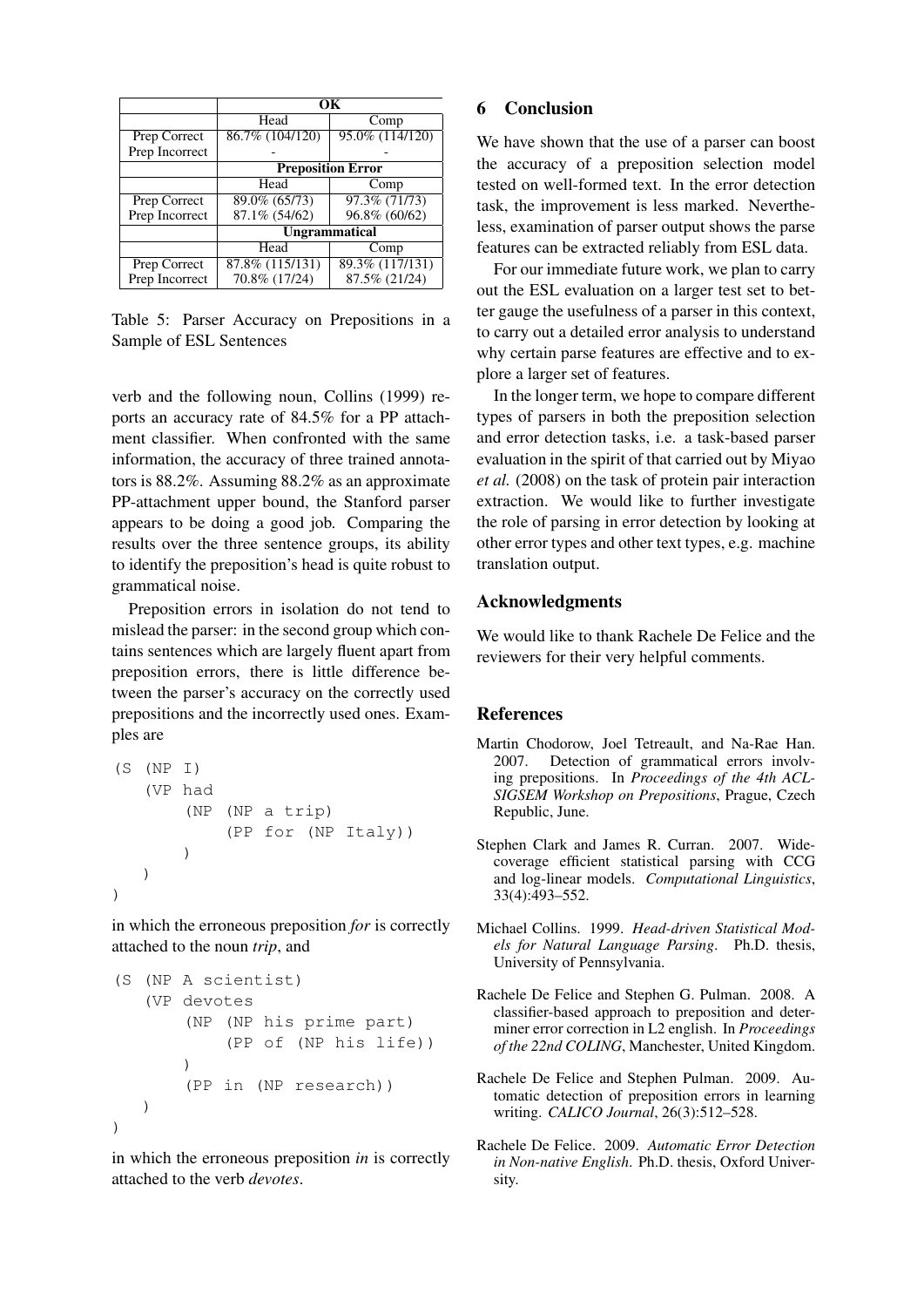| | OK | |
|---|---|---|
| | Head | Comp |
| Prep Correct | 86.7% (104/120) | 95.0% (114/120) |
| Prep Incorrect | - | - |
| | **Preposition Error** | |
| | Head | Comp |
| Prep Correct | 89.0% (65/73) | 97.3% (71/73) |
| Prep Incorrect | 87.1% (54/62) | 96.8% (60/62) |
| | **Ungrammatical** | |
| | Head | Comp |
| Prep Correct | 87.8% (115/131) | 89.3% (117/131) |
| Prep Incorrect | 70.8% (17/24) | 87.5% (21/24) |

Table 5: Parser Accuracy on Prepositions in a Sample of ESL Sentences

verb and the following noun, Collins (1999) reports an accuracy rate of 84.5% for a PP attachment classifier. When confronted with the same information, the accuracy of three trained annotators is 88.2%. Assuming 88.2% as an approximate PP-attachment upper bound, the Stanford parser appears to be doing a good job. Comparing the results over the three sentence groups, its ability to identify the preposition's head is quite robust to grammatical noise.

Preposition errors in isolation do not tend to mislead the parser: in the second group which contains sentences which are largely fluent apart from preposition errors, there is little difference between the parser's accuracy on the correctly used prepositions and the incorrectly used ones. Examples are

```
(S (NP I)
   (VP had
       (NP (NP a trip)
           (PP for (NP Italy))
       )
   )
)
```

in which the erroneous preposition *for* is correctly attached to the noun *trip*, and

```
(S (NP A scientist)
   (VP devotes
       (NP (NP his prime part)
           (PP of (NP his life))
       )
       (PP in (NP research))
   )
)
```

in which the erroneous preposition *in* is correctly attached to the verb *devotes*.

## 6 Conclusion

We have shown that the use of a parser can boost the accuracy of a preposition selection model tested on well-formed text. In the error detection task, the improvement is less marked. Nevertheless, examination of parser output shows the parse features can be extracted reliably from ESL data.

For our immediate future work, we plan to carry out the ESL evaluation on a larger test set to better gauge the usefulness of a parser in this context, to carry out a detailed error analysis to understand why certain parse features are effective and to explore a larger set of features.

In the longer term, we hope to compare different types of parsers in both the preposition selection and error detection tasks, i.e. a task-based parser evaluation in the spirit of that carried out by Miyao *et al.* (2008) on the task of protein pair interaction extraction. We would like to further investigate the role of parsing in error detection by looking at other error types and other text types, e.g. machine translation output.

## Acknowledgments

We would like to thank Rachele De Felice and the reviewers for their very helpful comments.

## References

Martin Chodorow, Joel Tetreault, and Na-Rae Han. 2007. Detection of grammatical errors involving prepositions. In *Proceedings of the 4th ACL-SIGSEM Workshop on Prepositions*, Prague, Czech Republic, June.

Stephen Clark and James R. Curran. 2007. Wide-coverage efficient statistical parsing with CCG and log-linear models. *Computational Linguistics*, 33(4):493–552.

Michael Collins. 1999. *Head-driven Statistical Models for Natural Language Parsing*. Ph.D. thesis, University of Pennsylvania.

Rachele De Felice and Stephen G. Pulman. 2008. A classifier-based approach to preposition and determiner error correction in L2 english. In *Proceedings of the 22nd COLING*, Manchester, United Kingdom.

Rachele De Felice and Stephen Pulman. 2009. Automatic detection of preposition errors in learning writing. *CALICO Journal*, 26(3):512–528.

Rachele De Felice. 2009. *Automatic Error Detection in Non-native English*. Ph.D. thesis, Oxford University.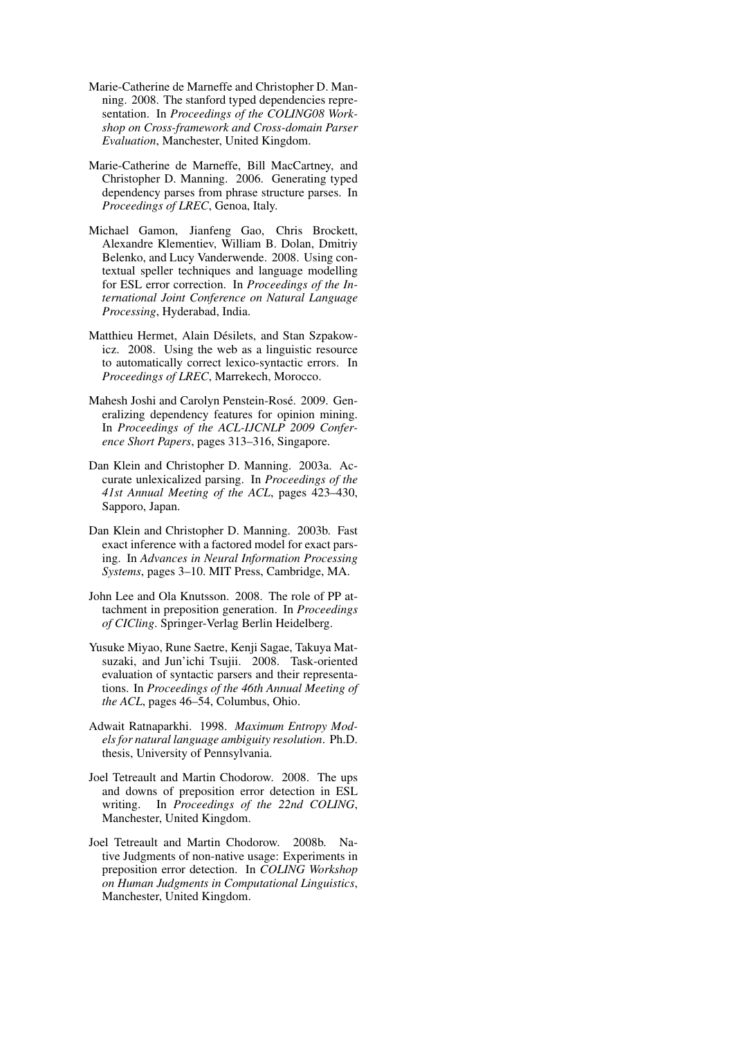Marie-Catherine de Marneffe and Christopher D. Manning. 2008. The stanford typed dependencies representation. In *Proceedings of the COLING08 Workshop on Cross-framework and Cross-domain Parser Evaluation*, Manchester, United Kingdom.

Marie-Catherine de Marneffe, Bill MacCartney, and Christopher D. Manning. 2006. Generating typed dependency parses from phrase structure parses. In *Proceedings of LREC*, Genoa, Italy.

Michael Gamon, Jianfeng Gao, Chris Brockett, Alexandre Klementiev, William B. Dolan, Dmitriy Belenko, and Lucy Vanderwende. 2008. Using contextual speller techniques and language modelling for ESL error correction. In *Proceedings of the International Joint Conference on Natural Language Processing*, Hyderabad, India.

Matthieu Hermet, Alain Désilets, and Stan Szpakowicz. 2008. Using the web as a linguistic resource to automatically correct lexico-syntactic errors. In *Proceedings of LREC*, Marrekech, Morocco.

Mahesh Joshi and Carolyn Penstein-Rosé. 2009. Generalizing dependency features for opinion mining. In *Proceedings of the ACL-IJCNLP 2009 Conference Short Papers*, pages 313–316, Singapore.

Dan Klein and Christopher D. Manning. 2003a. Accurate unlexicalized parsing. In *Proceedings of the 41st Annual Meeting of the ACL*, pages 423–430, Sapporo, Japan.

Dan Klein and Christopher D. Manning. 2003b. Fast exact inference with a factored model for exact parsing. In *Advances in Neural Information Processing Systems*, pages 3–10. MIT Press, Cambridge, MA.

John Lee and Ola Knutsson. 2008. The role of PP attachment in preposition generation. In *Proceedings of CICling*. Springer-Verlag Berlin Heidelberg.

Yusuke Miyao, Rune Saetre, Kenji Sagae, Takuya Matsuzaki, and Jun'ichi Tsujii. 2008. Task-oriented evaluation of syntactic parsers and their representations. In *Proceedings of the 46th Annual Meeting of the ACL*, pages 46–54, Columbus, Ohio.

Adwait Ratnaparkhi. 1998. *Maximum Entropy Models for natural language ambiguity resolution*. Ph.D. thesis, University of Pennsylvania.

Joel Tetreault and Martin Chodorow. 2008. The ups and downs of preposition error detection in ESL writing. In *Proceedings of the 22nd COLING*, Manchester, United Kingdom.

Joel Tetreault and Martin Chodorow. 2008b. Native Judgments of non-native usage: Experiments in preposition error detection. In *COLING Workshop on Human Judgments in Computational Linguistics*, Manchester, United Kingdom.